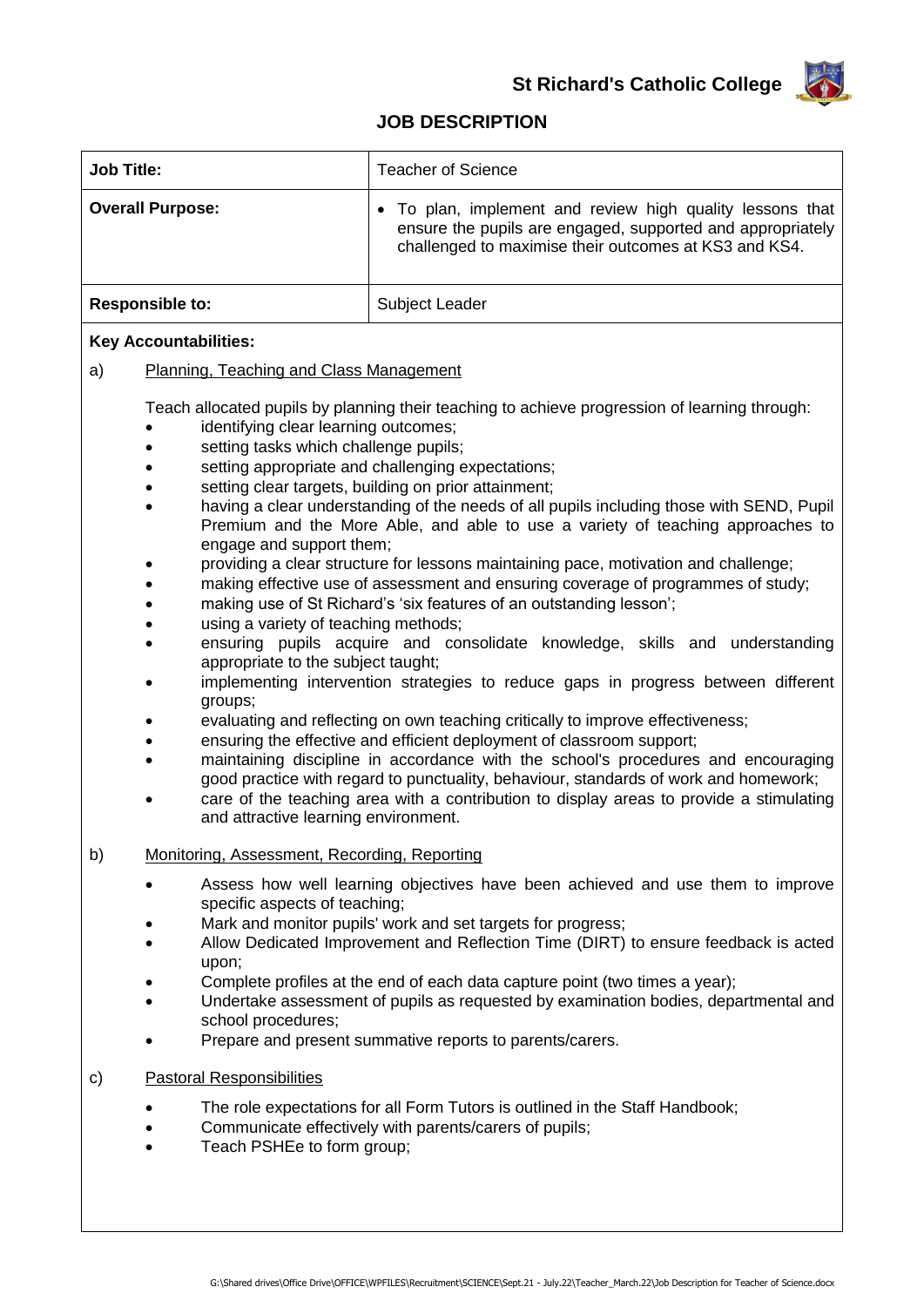**St Richard's Catholic College**

## JOB DESCRIPTION

| Job Title: | Teacher of Science |
|---|---|
| **Overall Purpose:** | • To plan, implement and review high quality lessons that ensure the pupils are engaged, supported and appropriately challenged to maximise their outcomes at KS3 and KS4. |
| **Responsible to:** | Subject Leader |

**Key Accountabilities:**

a) Planning, Teaching and Class Management

Teach allocated pupils by planning their teaching to achieve progression of learning through:

- identifying clear learning outcomes;
- setting tasks which challenge pupils;
- setting appropriate and challenging expectations;
- setting clear targets, building on prior attainment;
- having a clear understanding of the needs of all pupils including those with SEND, Pupil Premium and the More Able, and able to use a variety of teaching approaches to engage and support them;
- providing a clear structure for lessons maintaining pace, motivation and challenge;
- making effective use of assessment and ensuring coverage of programmes of study;
- making use of St Richard's 'six features of an outstanding lesson';
- using a variety of teaching methods;
- ensuring pupils acquire and consolidate knowledge, skills and understanding appropriate to the subject taught;
- implementing intervention strategies to reduce gaps in progress between different groups;
- evaluating and reflecting on own teaching critically to improve effectiveness;
- ensuring the effective and efficient deployment of classroom support;
- maintaining discipline in accordance with the school's procedures and encouraging good practice with regard to punctuality, behaviour, standards of work and homework;
- care of the teaching area with a contribution to display areas to provide a stimulating and attractive learning environment.

b) Monitoring, Assessment, Recording, Reporting

- Assess how well learning objectives have been achieved and use them to improve specific aspects of teaching;
- Mark and monitor pupils' work and set targets for progress;
- Allow Dedicated Improvement and Reflection Time (DIRT) to ensure feedback is acted upon;
- Complete profiles at the end of each data capture point (two times a year);
- Undertake assessment of pupils as requested by examination bodies, departmental and school procedures;
- Prepare and present summative reports to parents/carers.

c) Pastoral Responsibilities

- The role expectations for all Form Tutors is outlined in the Staff Handbook;
- Communicate effectively with parents/carers of pupils;
- Teach PSHEe to form group;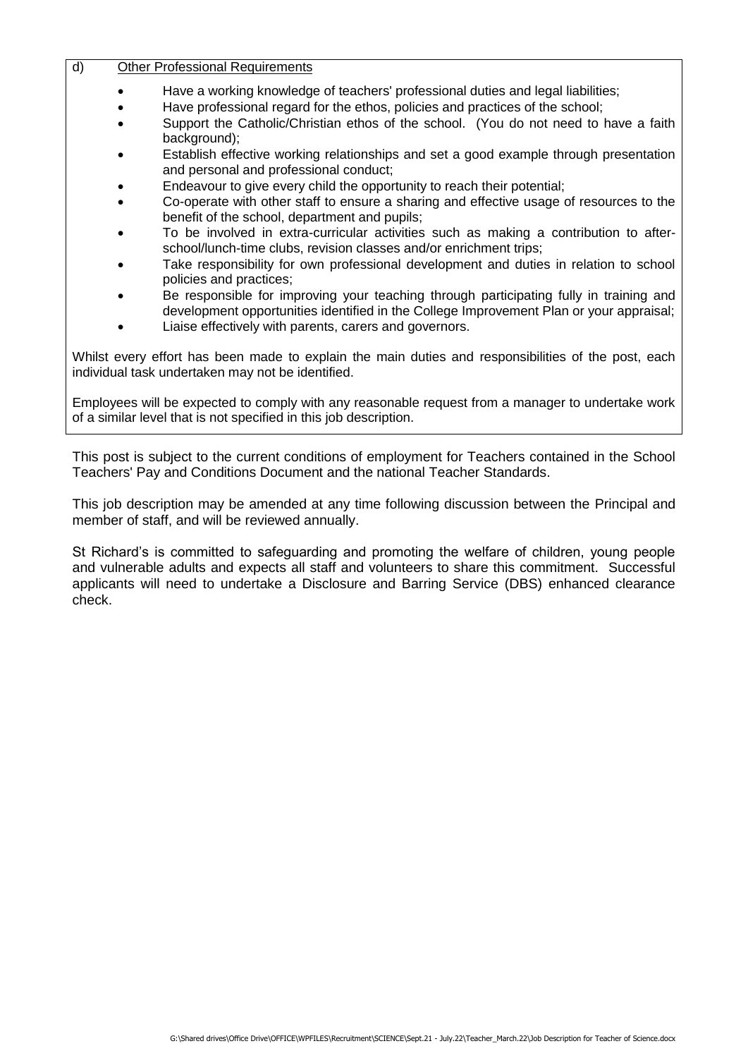d) <u>Other Professional Requirements</u>

- Have a working knowledge of teachers' professional duties and legal liabilities;
- Have professional regard for the ethos, policies and practices of the school;
- Support the Catholic/Christian ethos of the school. (You do not need to have a faith background);
- Establish effective working relationships and set a good example through presentation and personal and professional conduct;
- Endeavour to give every child the opportunity to reach their potential;
- Co-operate with other staff to ensure a sharing and effective usage of resources to the benefit of the school, department and pupils;
- To be involved in extra-curricular activities such as making a contribution to after-school/lunch-time clubs, revision classes and/or enrichment trips;
- Take responsibility for own professional development and duties in relation to school policies and practices;
- Be responsible for improving your teaching through participating fully in training and development opportunities identified in the College Improvement Plan or your appraisal;
- Liaise effectively with parents, carers and governors.

Whilst every effort has been made to explain the main duties and responsibilities of the post, each individual task undertaken may not be identified.

Employees will be expected to comply with any reasonable request from a manager to undertake work of a similar level that is not specified in this job description.

This post is subject to the current conditions of employment for Teachers contained in the School Teachers' Pay and Conditions Document and the national Teacher Standards.

This job description may be amended at any time following discussion between the Principal and member of staff, and will be reviewed annually.

St Richard's is committed to safeguarding and promoting the welfare of children, young people and vulnerable adults and expects all staff and volunteers to share this commitment. Successful applicants will need to undertake a Disclosure and Barring Service (DBS) enhanced clearance check.

G:\Shared drives\Office Drive\OFFICE\WPFILES\Recruitment\SCIENCE\Sept.21 - July.22\Teacher_March.22\Job Description for Teacher of Science.docx